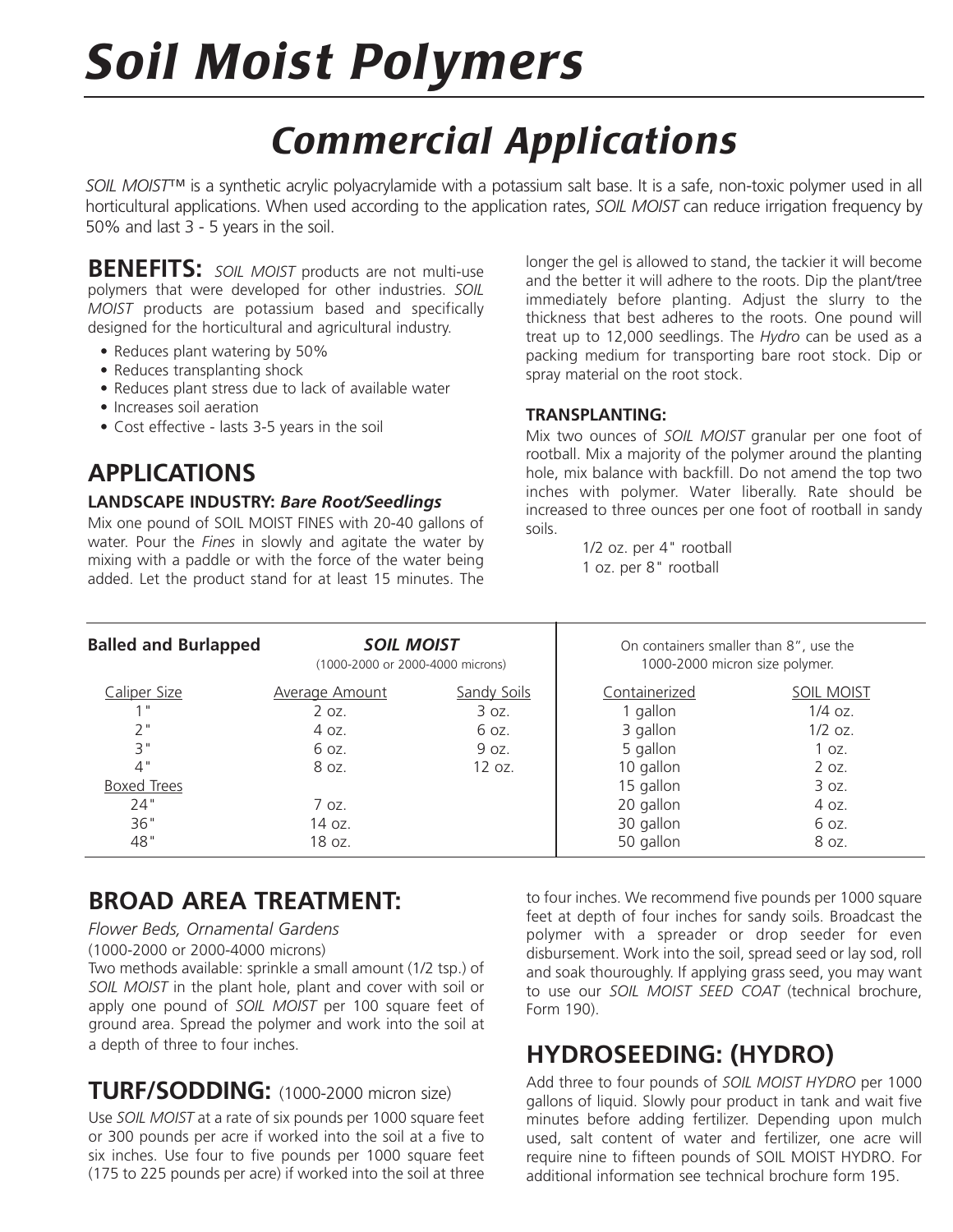# Soil Moist Polymers

## Commercial Applications

*SOIL MOIST*™ is a synthetic acrylic polyacrylamide with a potassium salt base. It is a safe, non-toxic polymer used in all horticultural applications. When used according to the application rates, *SOIL MOIST* can reduce irrigation frequency by 50% and last 3 - 5 years in the soil.

**BENEFITS:** *SOIL MOIST* products are not multi-use polymers that were developed for other industries. *SOIL MOIST* products are potassium based and specifically designed for the horticultural and agricultural industry.

- Reduces plant watering by 50%
- Reduces transplanting shock
- Reduces plant stress due to lack of available water
- Increases soil aeration
- Cost effective - lasts 3-5 years in the soil

## APPLICATIONS

**LANDSCAPE INDUSTRY:** ***Bare Root/Seedlings***

Mix one pound of SOIL MOIST FINES with 20-40 gallons of water. Pour the *Fines* in slowly and agitate the water by mixing with a paddle or with the force of the water being added. Let the product stand for at least 15 minutes. The longer the gel is allowed to stand, the tackier it will become and the better it will adhere to the roots. Dip the plant/tree immediately before planting. Adjust the slurry to the thickness that best adheres to the roots. One pound will treat up to 12,000 seedlings. The *Hydro* can be used as a packing medium for transporting bare root stock. Dip or spray material on the root stock.

**TRANSPLANTING:**

Mix two ounces of *SOIL MOIST* granular per one foot of rootball. Mix a majority of the polymer around the planting hole, mix balance with backfill. Do not amend the top two inches with polymer. Water liberally. Rate should be increased to three ounces per one foot of rootball in sandy soils.

1/2 oz. per 4" rootball
1 oz. per 8" rootball

| **Balled and Burlapped** | ***SOIL MOIST*** (1000-2000 or 2000-4000 microns) | |
|---|---|---|
| Caliper Size | Average Amount | Sandy Soils |
| 1" | 2 oz. | 3 oz. |
| 2" | 4 oz. | 6 oz. |
| 3" | 6 oz. | 9 oz. |
| 4" | 8 oz. | 12 oz. |
| Boxed Trees | | |
| 24" | 7 oz. | |
| 36" | 14 oz. | |
| 48" | 18 oz. | |

On containers smaller than 8", use the 1000-2000 micron size polymer.

| Containerized | SOIL MOIST |
|---|---|
| 1 gallon | 1/4 oz. |
| 3 gallon | 1/2 oz. |
| 5 gallon | 1 oz. |
| 10 gallon | 2 oz. |
| 15 gallon | 3 oz. |
| 20 gallon | 4 oz. |
| 30 gallon | 6 oz. |
| 50 gallon | 8 oz. |

## BROAD AREA TREATMENT:

*Flower Beds, Ornamental Gardens*
(1000-2000 or 2000-4000 microns)

Two methods available: sprinkle a small amount (1/2 tsp.) of *SOIL MOIST* in the plant hole, plant and cover with soil or apply one pound of *SOIL MOIST* per 100 square feet of ground area. Spread the polymer and work into the soil at a depth of three to four inches.

## TURF/SODDING: (1000-2000 micron size)

Use *SOIL MOIST* at a rate of six pounds per 1000 square feet or 300 pounds per acre if worked into the soil at a five to six inches. Use four to five pounds per 1000 square feet (175 to 225 pounds per acre) if worked into the soil at three to four inches. We recommend five pounds per 1000 square feet at depth of four inches for sandy soils. Broadcast the polymer with a spreader or drop seeder for even disbursement. Work into the soil, spread seed or lay sod, roll and soak thouroughly. If applying grass seed, you may want to use our *SOIL MOIST SEED COAT* (technical brochure, Form 190).

## HYDROSEEDING: (HYDRO)

Add three to four pounds of *SOIL MOIST HYDRO* per 1000 gallons of liquid. Slowly pour product in tank and wait five minutes before adding fertilizer. Depending upon mulch used, salt content of water and fertilizer, one acre will require nine to fifteen pounds of SOIL MOIST HYDRO. For additional information see technical brochure form 195.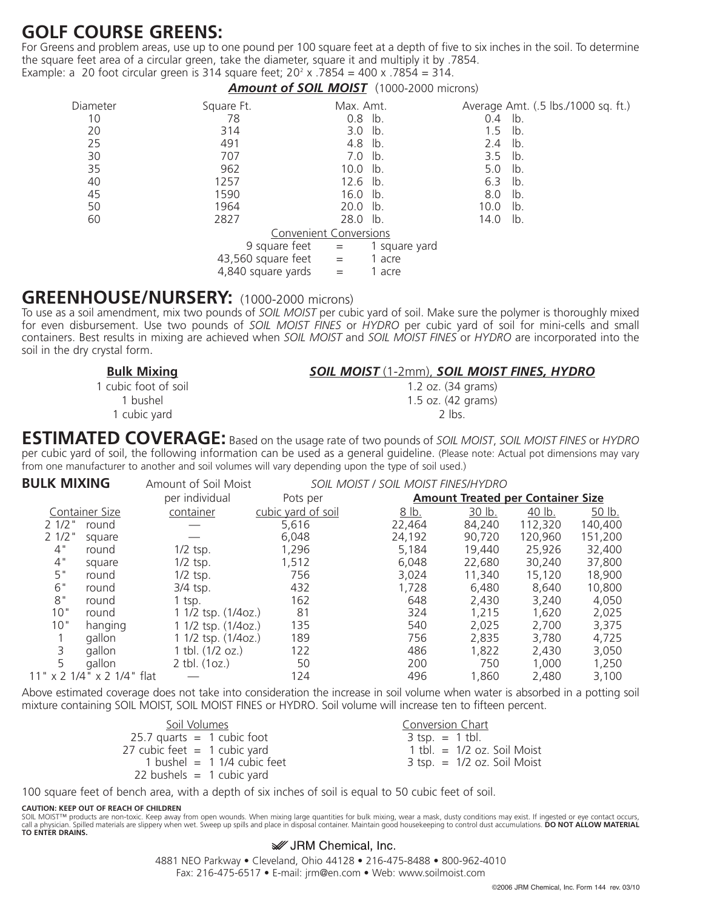# GOLF COURSE GREENS:

For Greens and problem areas, use up to one pound per 100 square feet at a depth of five to six inches in the soil. To determine the square feet area of a circular green, take the diameter, square it and multiply it by .7854.
Example: a 20 foot circular green is 314 square feet; $20^2$ x .7854 = 400 x .7854 = 314.

***Amount of SOIL MOIST*** (1000-2000 microns)

| Diameter | Square Ft. | Max. Amt. | Average Amt. (.5 lbs./1000 sq. ft.) |
|---|---|---|---|
| 10 | 78 | 0.8 lb. | 0.4 lb. |
| 20 | 314 | 3.0 lb. | 1.5 lb. |
| 25 | 491 | 4.8 lb. | 2.4 lb. |
| 30 | 707 | 7.0 lb. | 3.5 lb. |
| 35 | 962 | 10.0 lb. | 5.0 lb. |
| 40 | 1257 | 12.6 lb. | 6.3 lb. |
| 45 | 1590 | 16.0 lb. | 8.0 lb. |
| 50 | 1964 | 20.0 lb. | 10.0 lb. |
| 60 | 2827 | 28.0 lb. | 14.0 lb. |

Convenient Conversions

| | | |
|---|---|---|
| 9 square feet | = | 1 square yard |
| 43,560 square feet | = | 1 acre |
| 4,840 square yards | = | 1 acre |

# GREENHOUSE/NURSERY: (1000-2000 microns)

To use as a soil amendment, mix two pounds of *SOIL MOIST* per cubic yard of soil. Make sure the polymer is thoroughly mixed for even disbursement. Use two pounds of *SOIL MOIST FINES* or *HYDRO* per cubic yard of soil for mini-cells and small containers. Best results in mixing are achieved when *SOIL MOIST* and *SOIL MOIST FINES* or *HYDRO* are incorporated into the soil in the dry crystal form.

| **Bulk Mixing** | ***SOIL MOIST*** **(1-2mm),** ***SOIL MOIST FINES, HYDRO*** |
|---|---|
| 1 cubic foot of soil | 1.2 oz. (34 grams) |
| 1 bushel | 1.5 oz. (42 grams) |
| 1 cubic yard | 2 lbs. |

# ESTIMATED COVERAGE:

Based on the usage rate of two pounds of *SOIL MOIST*, *SOIL MOIST FINES* or *HYDRO* per cubic yard of soil, the following information can be used as a general guideline. (Please note: Actual pot dimensions may vary from one manufacturer to another and soil volumes will vary depending upon the type of soil used.)

| **BULK MIXING** | | Amount of Soil Moist | | *SOIL MOIST / SOIL MOIST FINES/HYDRO* | | | |
|---|---|---|---|---|---|---|---|
| | | per individual | Pots per | **Amount Treated per Container Size** | | | |
| Container Size | | container | cubic yard of soil | 8 lb. | 30 lb. | 40 lb. | 50 lb. |
| 2 1/2" | round | — | 5,616 | 22,464 | 84,240 | 112,320 | 140,400 |
| 2 1/2" | square | — | 6,048 | 24,192 | 90,720 | 120,960 | 151,200 |
| 4" | round | 1/2 tsp. | 1,296 | 5,184 | 19,440 | 25,926 | 32,400 |
| 4" | square | 1/2 tsp. | 1,512 | 6,048 | 22,680 | 30,240 | 37,800 |
| 5" | round | 1/2 tsp. | 756 | 3,024 | 11,340 | 15,120 | 18,900 |
| 6" | round | 3/4 tsp. | 432 | 1,728 | 6,480 | 8,640 | 10,800 |
| 8" | round | 1 tsp. | 162 | 648 | 2,430 | 3,240 | 4,050 |
| 10" | round | 1 1/2 tsp. (1/4oz.) | 81 | 324 | 1,215 | 1,620 | 2,025 |
| 10" | hanging | 1 1/2 tsp. (1/4oz.) | 135 | 540 | 2,025 | 2,700 | 3,375 |
| 1 | gallon | 1 1/2 tsp. (1/4oz.) | 189 | 756 | 2,835 | 3,780 | 4,725 |
| 3 | gallon | 1 tbl. (1/2 oz.) | 122 | 486 | 1,822 | 2,430 | 3,050 |
| 5 | gallon | 2 tbl. (1oz.) | 50 | 200 | 750 | 1,000 | 1,250 |
| 11" x 2 1/4" x 2 1/4" flat | | — | 124 | 496 | 1,860 | 2,480 | 3,100 |

Above estimated coverage does not take into consideration the increase in soil volume when water is absorbed in a potting soil mixture containing SOIL MOIST, SOIL MOIST FINES or HYDRO. Soil volume will increase ten to fifteen percent.

Soil Volumes
- 25.7 quarts = 1 cubic foot
- 27 cubic feet = 1 cubic yard
- 1 bushel = 1 1/4 cubic feet
- 22 bushels = 1 cubic yard

Conversion Chart
- 3 tsp. = 1 tbl.
- 1 tbl. = 1/2 oz. Soil Moist
- 3 tsp. = 1/2 oz. Soil Moist

100 square feet of bench area, with a depth of six inches of soil is equal to 50 cubic feet of soil.

**CAUTION: KEEP OUT OF REACH OF CHILDREN**
SOIL MOIST™ products are non-toxic. Keep away from open wounds. When mixing large quantities for bulk mixing, wear a mask, dusty conditions may exist. If ingested or eye contact occurs, call a physician. Spilled materials are slippery when wet. Sweep up spills and place in disposal container. Maintain good housekeeping to control dust accumulations. **DO NOT ALLOW MATERIAL TO ENTER DRAINS.**

JRM Chemical, Inc.
4881 NEO Parkway • Cleveland, Ohio 44128 • 216-475-8488 • 800-962-4010
Fax: 216-475-6517 • E-mail: jrm@en.com • Web: www.soilmoist.com

©2006 JRM Chemical, Inc. Form 144 rev. 03/10